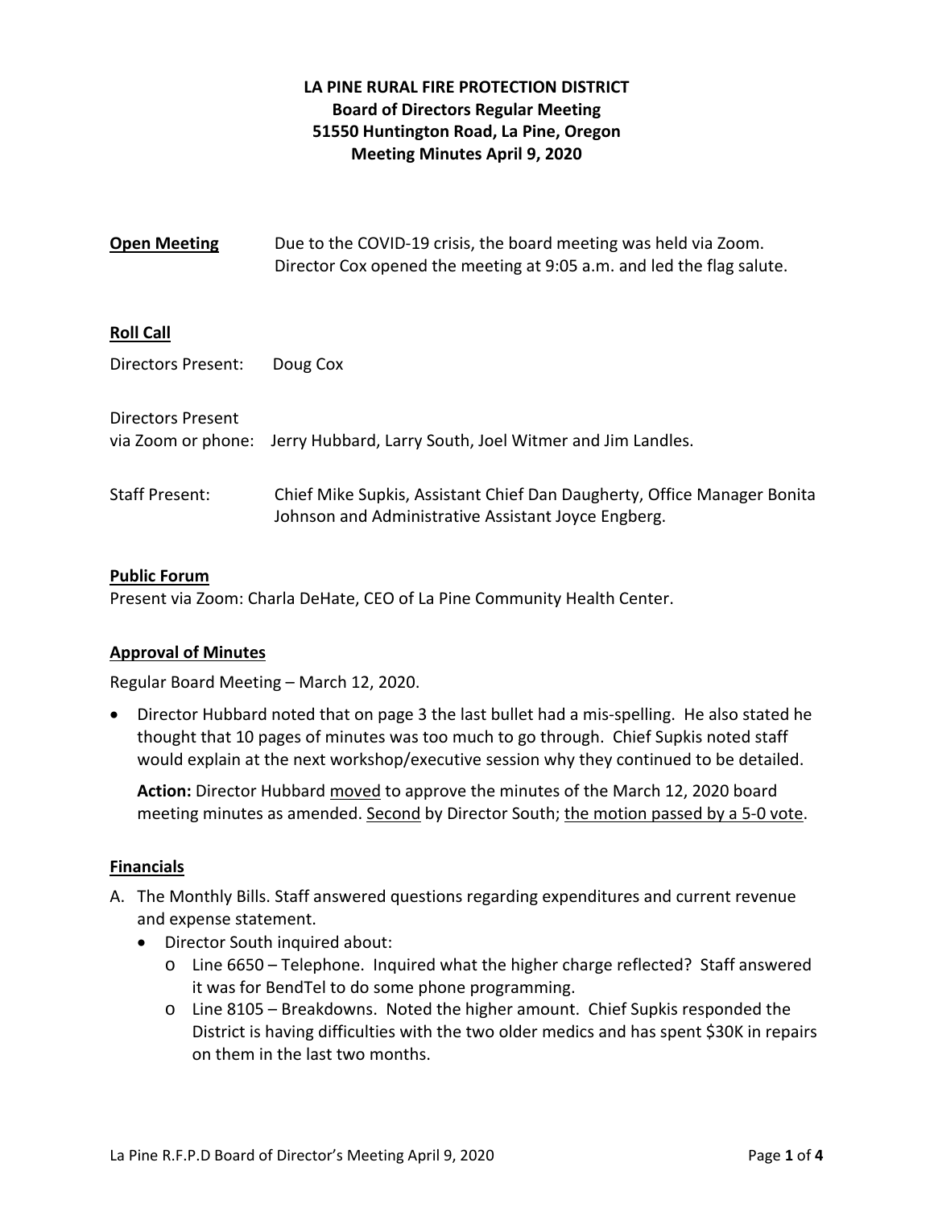# LA PINE RURAL FIRE PROTECTION DISTRICT
## Board of Directors Regular Meeting
## 51550 Huntington Road, La Pine, Oregon
## Meeting Minutes April 9, 2020

**Open Meeting** Due to the COVID-19 crisis, the board meeting was held via Zoom. Director Cox opened the meeting at 9:05 a.m. and led the flag salute.

**Roll Call**

Directors Present: Doug Cox

Directors Present via Zoom or phone: Jerry Hubbard, Larry South, Joel Witmer and Jim Landles.

Staff Present: Chief Mike Supkis, Assistant Chief Dan Daugherty, Office Manager Bonita Johnson and Administrative Assistant Joyce Engberg.

**Public Forum**

Present via Zoom: Charla DeHate, CEO of La Pine Community Health Center.

**Approval of Minutes**

Regular Board Meeting – March 12, 2020.

- Director Hubbard noted that on page 3 the last bullet had a mis-spelling. He also stated he thought that 10 pages of minutes was too much to go through. Chief Supkis noted staff would explain at the next workshop/executive session why they continued to be detailed.

  **Action:** Director Hubbard moved to approve the minutes of the March 12, 2020 board meeting minutes as amended. Second by Director South; the motion passed by a 5-0 vote.

**Financials**

A. The Monthly Bills. Staff answered questions regarding expenditures and current revenue and expense statement.
   - Director South inquired about:
     - Line 6650 – Telephone. Inquired what the higher charge reflected? Staff answered it was for BendTel to do some phone programming.
     - Line 8105 – Breakdowns. Noted the higher amount. Chief Supkis responded the District is having difficulties with the two older medics and has spent $30K in repairs on them in the last two months.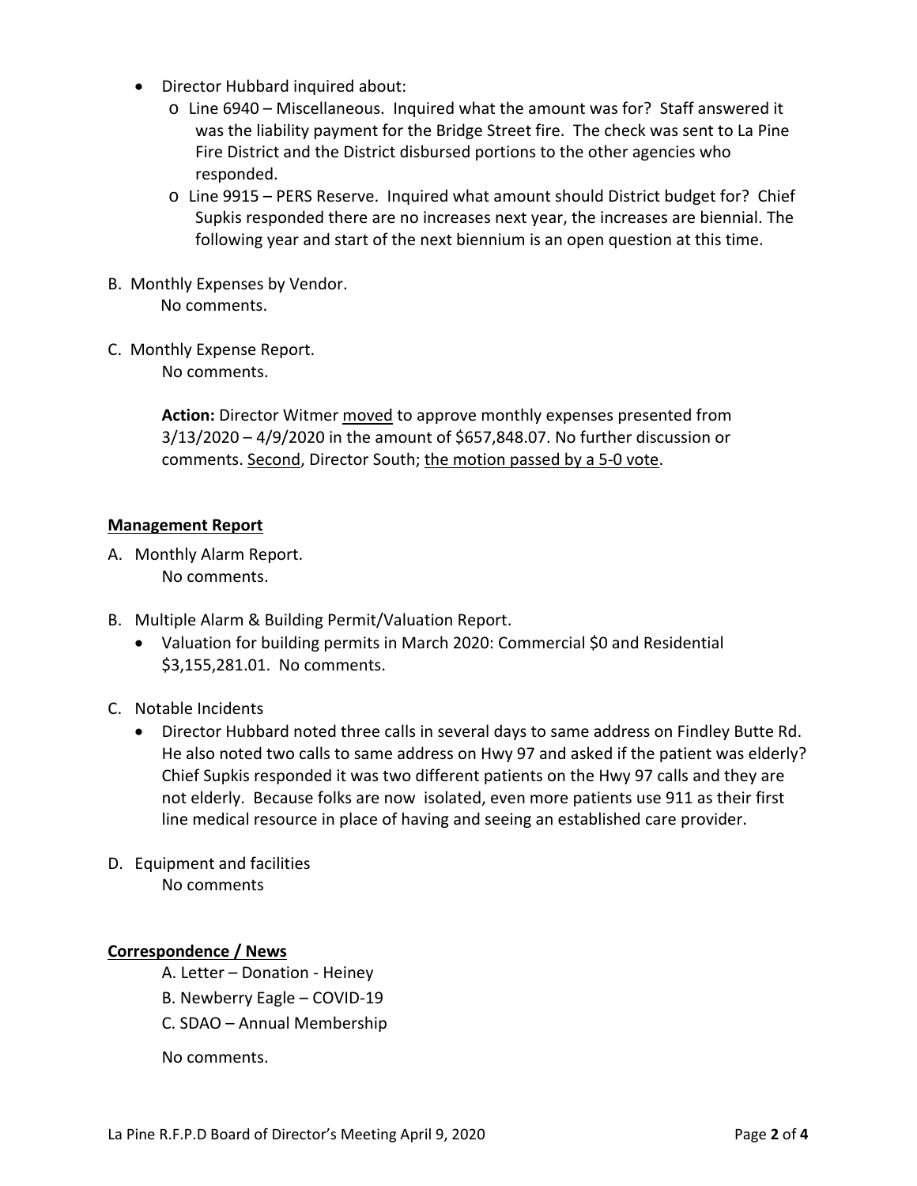- Director Hubbard inquired about:
  - Line 6940 – Miscellaneous. Inquired what the amount was for? Staff answered it was the liability payment for the Bridge Street fire. The check was sent to La Pine Fire District and the District disbursed portions to the other agencies who responded.
  - Line 9915 – PERS Reserve. Inquired what amount should District budget for? Chief Supkis responded there are no increases next year, the increases are biennial. The following year and start of the next biennium is an open question at this time.

B. Monthly Expenses by Vendor.
   No comments.

C. Monthly Expense Report.
   No comments.

   **Action:** Director Witmer moved to approve monthly expenses presented from 3/13/2020 – 4/9/2020 in the amount of $657,848.07. No further discussion or comments. Second, Director South; the motion passed by a 5-0 vote.

## Management Report

A. Monthly Alarm Report.
   No comments.

B. Multiple Alarm & Building Permit/Valuation Report.
   - Valuation for building permits in March 2020: Commercial $0 and Residential $3,155,281.01. No comments.

C. Notable Incidents
   - Director Hubbard noted three calls in several days to same address on Findley Butte Rd. He also noted two calls to same address on Hwy 97 and asked if the patient was elderly? Chief Supkis responded it was two different patients on the Hwy 97 calls and they are not elderly. Because folks are now isolated, even more patients use 911 as their first line medical resource in place of having and seeing an established care provider.

D. Equipment and facilities
   No comments

## Correspondence / News

A. Letter – Donation - Heiney
B. Newberry Eagle – COVID-19
C. SDAO – Annual Membership

No comments.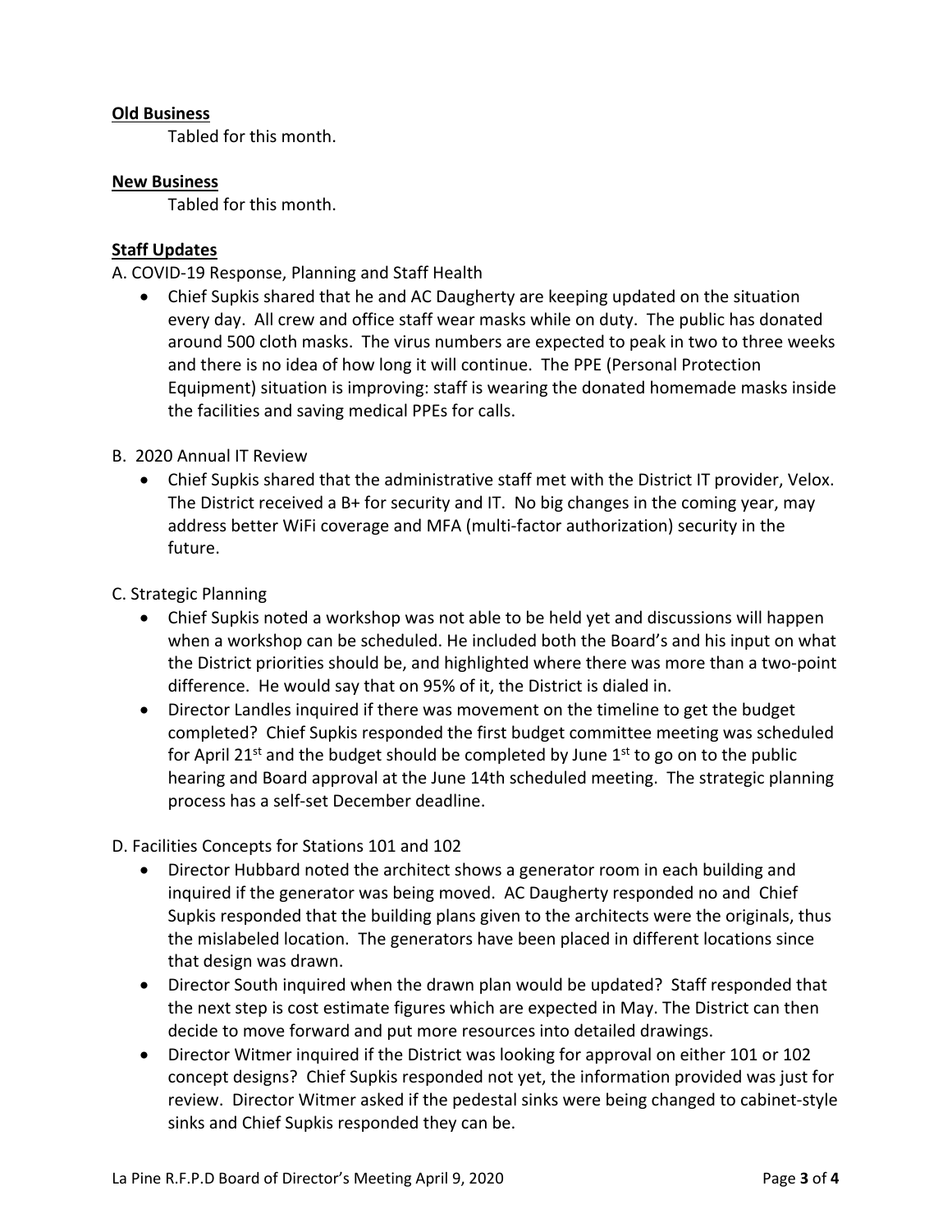**Old Business**

Tabled for this month.

**New Business**

Tabled for this month.

**Staff Updates**

A. COVID-19 Response, Planning and Staff Health

- Chief Supkis shared that he and AC Daugherty are keeping updated on the situation every day. All crew and office staff wear masks while on duty. The public has donated around 500 cloth masks. The virus numbers are expected to peak in two to three weeks and there is no idea of how long it will continue. The PPE (Personal Protection Equipment) situation is improving: staff is wearing the donated homemade masks inside the facilities and saving medical PPEs for calls.

B. 2020 Annual IT Review

- Chief Supkis shared that the administrative staff met with the District IT provider, Velox. The District received a B+ for security and IT. No big changes in the coming year, may address better WiFi coverage and MFA (multi-factor authorization) security in the future.

C. Strategic Planning

- Chief Supkis noted a workshop was not able to be held yet and discussions will happen when a workshop can be scheduled. He included both the Board's and his input on what the District priorities should be, and highlighted where there was more than a two-point difference. He would say that on 95% of it, the District is dialed in.
- Director Landles inquired if there was movement on the timeline to get the budget completed? Chief Supkis responded the first budget committee meeting was scheduled for April 21st and the budget should be completed by June 1st to go on to the public hearing and Board approval at the June 14th scheduled meeting. The strategic planning process has a self-set December deadline.

D. Facilities Concepts for Stations 101 and 102

- Director Hubbard noted the architect shows a generator room in each building and inquired if the generator was being moved. AC Daugherty responded no and Chief Supkis responded that the building plans given to the architects were the originals, thus the mislabeled location. The generators have been placed in different locations since that design was drawn.
- Director South inquired when the drawn plan would be updated? Staff responded that the next step is cost estimate figures which are expected in May. The District can then decide to move forward and put more resources into detailed drawings.
- Director Witmer inquired if the District was looking for approval on either 101 or 102 concept designs? Chief Supkis responded not yet, the information provided was just for review. Director Witmer asked if the pedestal sinks were being changed to cabinet-style sinks and Chief Supkis responded they can be.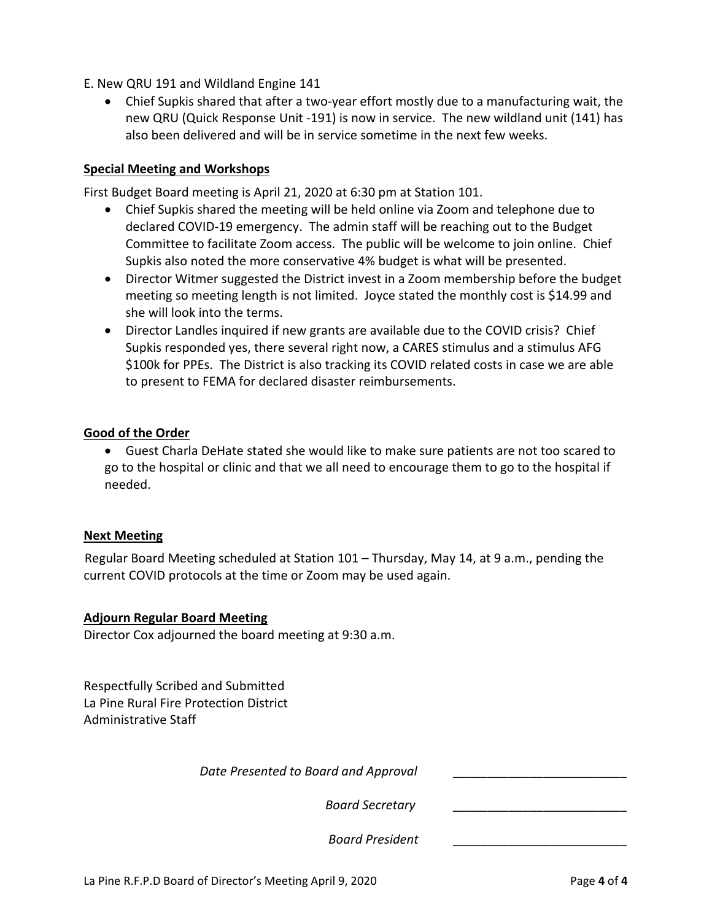E. New QRU 191 and Wildland Engine 141

- Chief Supkis shared that after a two-year effort mostly due to a manufacturing wait, the new QRU (Quick Response Unit -191) is now in service. The new wildland unit (141) has also been delivered and will be in service sometime in the next few weeks.

**Special Meeting and Workshops**

First Budget Board meeting is April 21, 2020 at 6:30 pm at Station 101.

- Chief Supkis shared the meeting will be held online via Zoom and telephone due to declared COVID-19 emergency. The admin staff will be reaching out to the Budget Committee to facilitate Zoom access. The public will be welcome to join online. Chief Supkis also noted the more conservative 4% budget is what will be presented.
- Director Witmer suggested the District invest in a Zoom membership before the budget meeting so meeting length is not limited. Joyce stated the monthly cost is $14.99 and she will look into the terms.
- Director Landles inquired if new grants are available due to the COVID crisis? Chief Supkis responded yes, there several right now, a CARES stimulus and a stimulus AFG $100k for PPEs. The District is also tracking its COVID related costs in case we are able to present to FEMA for declared disaster reimbursements.

**Good of the Order**

- Guest Charla DeHate stated she would like to make sure patients are not too scared to go to the hospital or clinic and that we all need to encourage them to go to the hospital if needed.

**Next Meeting**

Regular Board Meeting scheduled at Station 101 – Thursday, May 14, at 9 a.m., pending the current COVID protocols at the time or Zoom may be used again.

**Adjourn Regular Board Meeting**

Director Cox adjourned the board meeting at 9:30 a.m.

Respectfully Scribed and Submitted
La Pine Rural Fire Protection District
Administrative Staff

*Date Presented to Board and Approval* \_\_\_\_\_\_\_\_\_\_\_\_\_\_\_\_\_\_\_\_\_\_\_\_\_

*Board Secretary* \_\_\_\_\_\_\_\_\_\_\_\_\_\_\_\_\_\_\_\_\_\_\_\_\_

*Board President* \_\_\_\_\_\_\_\_\_\_\_\_\_\_\_\_\_\_\_\_\_\_\_\_\_